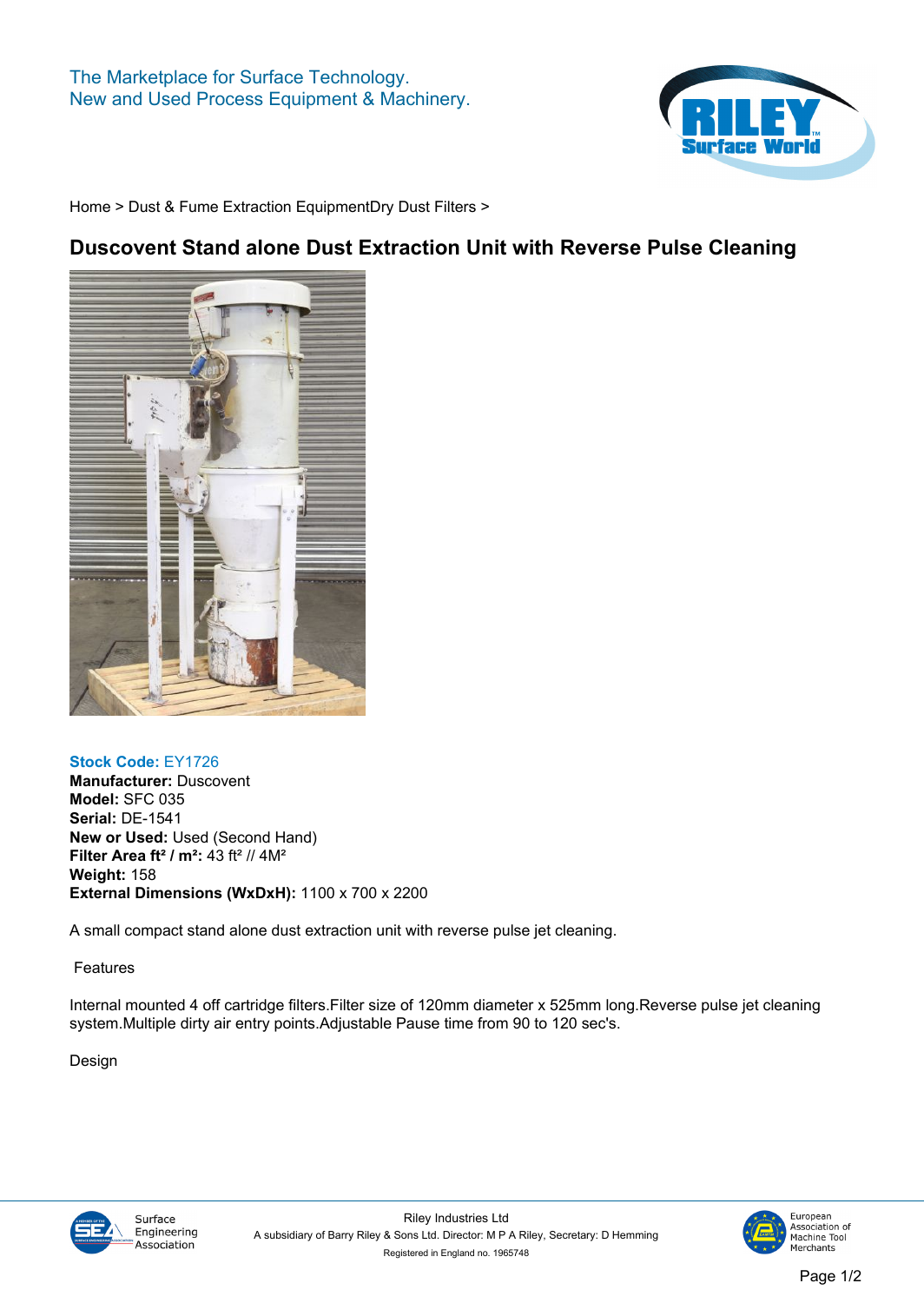The Marketplace for Surface Technology.
New and Used Process Equipment & Machinery.

Home > Dust & Fume Extraction EquipmentDry Dust Filters >

# Duscovent Stand alone Dust Extraction Unit with Reverse Pulse Cleaning

**Stock Code:** EY1726
**Manufacturer:** Duscovent
**Model:** SFC 035
**Serial:** DE-1541
**New or Used:** Used (Second Hand)
**Filter Area ft² / m²:** 43 ft² // 4M²
**Weight:** 158
**External Dimensions (WxDxH):** 1100 x 700 x 2200

A small compact stand alone dust extraction unit with reverse pulse jet cleaning.

Features

Internal mounted 4 off cartridge filters.Filter size of 120mm diameter x 525mm long.Reverse pulse jet cleaning system.Multiple dirty air entry points.Adjustable Pause time from 90 to 120 sec's.

Design

Riley Industries Ltd
A subsidiary of Barry Riley & Sons Ltd. Director: M P A Riley, Secretary: D Hemming
Registered in England no. 1965748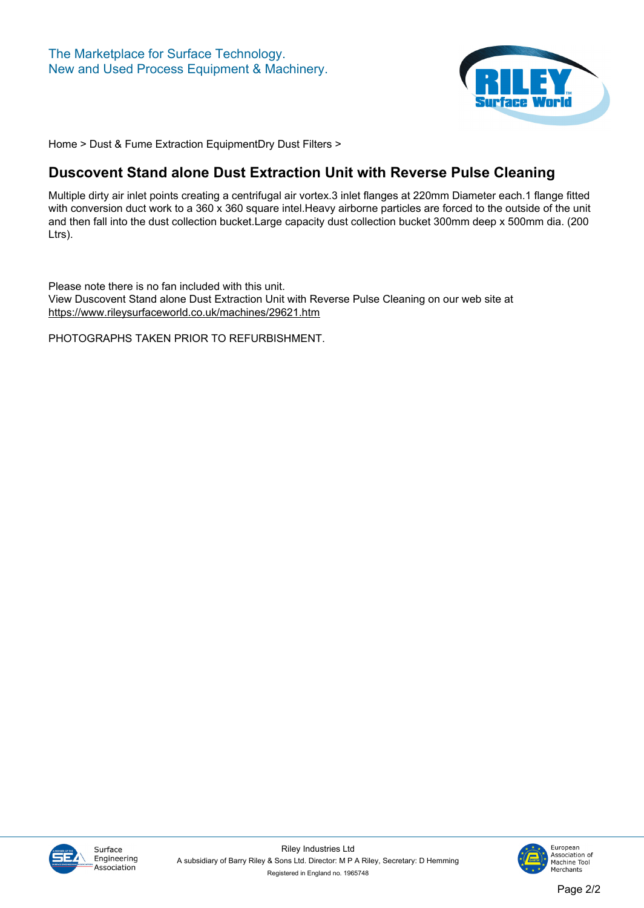The Marketplace for Surface Technology.
New and Used Process Equipment & Machinery.

Home > Dust & Fume Extraction EquipmentDry Dust Filters >

## Duscovent Stand alone Dust Extraction Unit with Reverse Pulse Cleaning

Multiple dirty air inlet points creating a centrifugal air vortex.3 inlet flanges at 220mm Diameter each.1 flange fitted with conversion duct work to a 360 x 360 square intel.Heavy airborne particles are forced to the outside of the unit and then fall into the dust collection bucket.Large capacity dust collection bucket 300mm deep x 500mm dia. (200 Ltrs).

Please note there is no fan included with this unit.
View Duscovent Stand alone Dust Extraction Unit with Reverse Pulse Cleaning on our web site at https://www.rileysurfaceworld.co.uk/machines/29621.htm

PHOTOGRAPHS TAKEN PRIOR TO REFURBISHMENT.

Riley Industries Ltd
A subsidiary of Barry Riley & Sons Ltd. Director: M P A Riley, Secretary: D Hemming
Registered in England no. 1965748